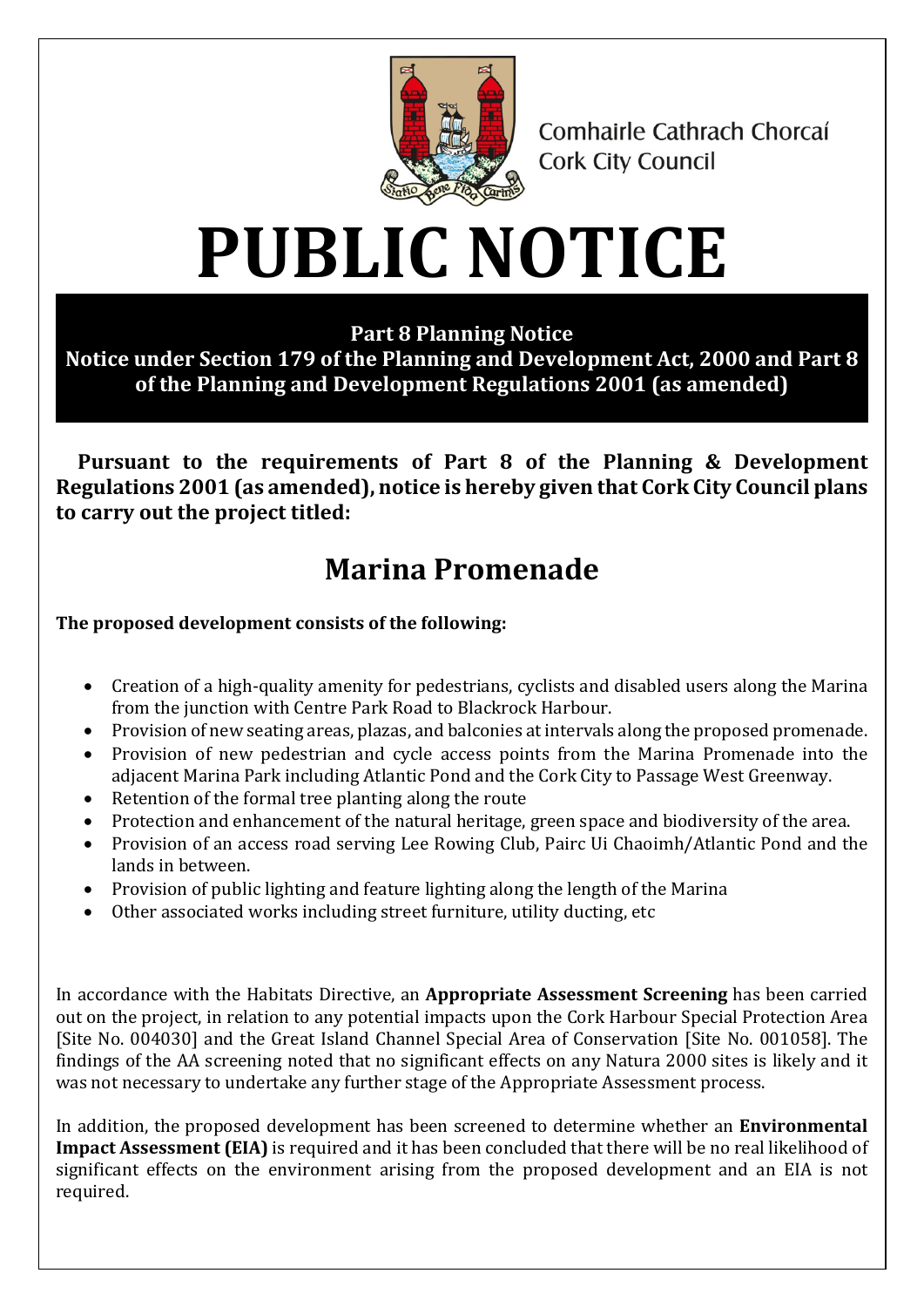Comhairle Cathrach Chorcaí
Cork City Council

# PUBLIC NOTICE

**Part 8 Planning Notice**
**Notice under Section 179 of the Planning and Development Act, 2000 and Part 8 of the Planning and Development Regulations 2001 (as amended)**

**Pursuant to the requirements of Part 8 of the Planning & Development Regulations 2001 (as amended), notice is hereby given that Cork City Council plans to carry out the project titled:**

## Marina Promenade

**The proposed development consists of the following:**

- Creation of a high-quality amenity for pedestrians, cyclists and disabled users along the Marina from the junction with Centre Park Road to Blackrock Harbour.
- Provision of new seating areas, plazas, and balconies at intervals along the proposed promenade.
- Provision of new pedestrian and cycle access points from the Marina Promenade into the adjacent Marina Park including Atlantic Pond and the Cork City to Passage West Greenway.
- Retention of the formal tree planting along the route
- Protection and enhancement of the natural heritage, green space and biodiversity of the area.
- Provision of an access road serving Lee Rowing Club, Pairc Ui Chaoimh/Atlantic Pond and the lands in between.
- Provision of public lighting and feature lighting along the length of the Marina
- Other associated works including street furniture, utility ducting, etc

In accordance with the Habitats Directive, an **Appropriate Assessment Screening** has been carried out on the project, in relation to any potential impacts upon the Cork Harbour Special Protection Area [Site No. 004030] and the Great Island Channel Special Area of Conservation [Site No. 001058]. The findings of the AA screening noted that no significant effects on any Natura 2000 sites is likely and it was not necessary to undertake any further stage of the Appropriate Assessment process.

In addition, the proposed development has been screened to determine whether an **Environmental Impact Assessment (EIA)** is required and it has been concluded that there will be no real likelihood of significant effects on the environment arising from the proposed development and an EIA is not required.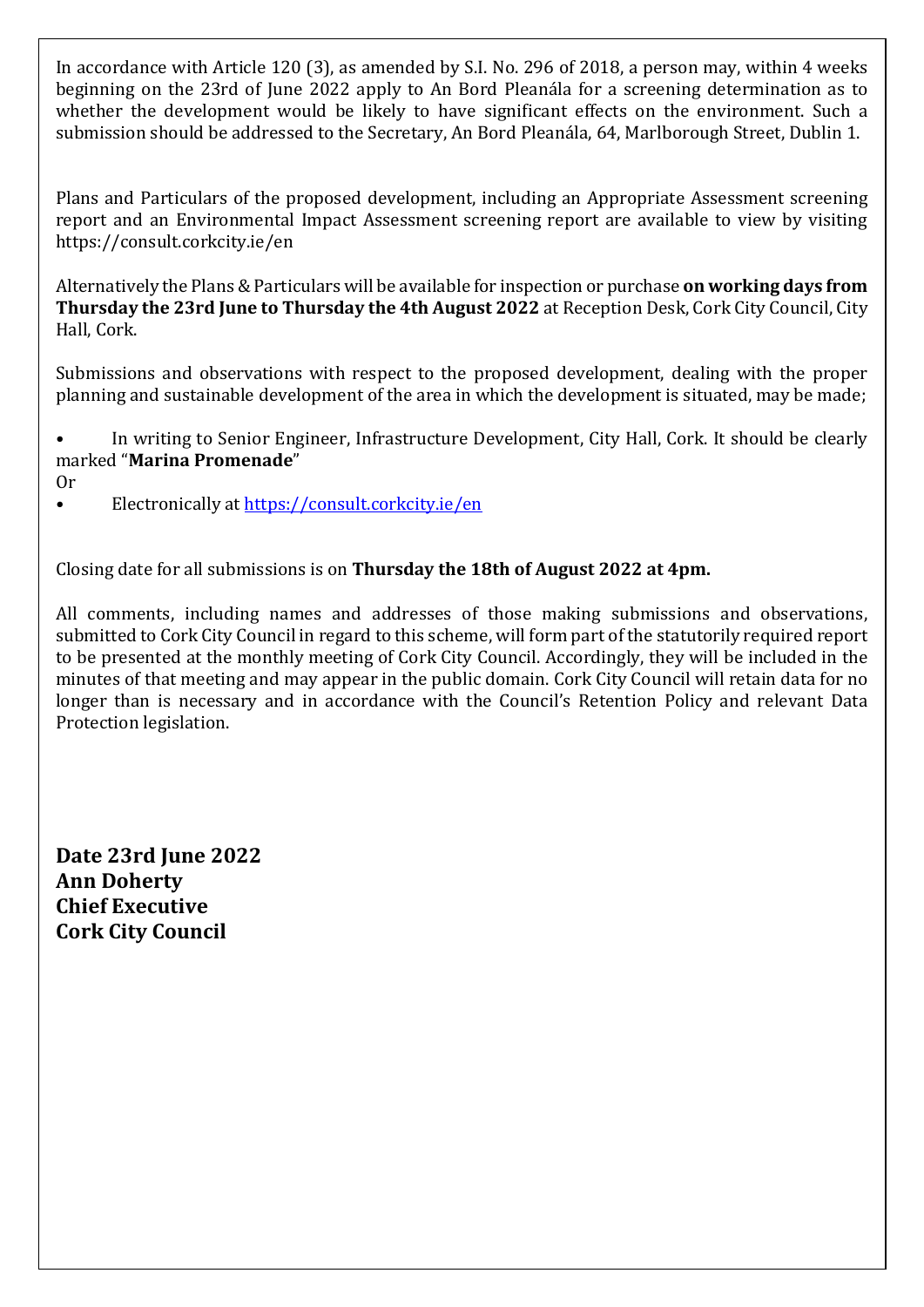In accordance with Article 120 (3), as amended by S.I. No. 296 of 2018, a person may, within 4 weeks beginning on the 23rd of June 2022 apply to An Bord Pleanála for a screening determination as to whether the development would be likely to have significant effects on the environment. Such a submission should be addressed to the Secretary, An Bord Pleanála, 64, Marlborough Street, Dublin 1.

Plans and Particulars of the proposed development, including an Appropriate Assessment screening report and an Environmental Impact Assessment screening report are available to view by visiting https://consult.corkcity.ie/en

Alternatively the Plans & Particulars will be available for inspection or purchase **on working days from Thursday the 23rd June to Thursday the 4th August 2022** at Reception Desk, Cork City Council, City Hall, Cork.

Submissions and observations with respect to the proposed development, dealing with the proper planning and sustainable development of the area in which the development is situated, may be made;

- In writing to Senior Engineer, Infrastructure Development, City Hall, Cork. It should be clearly marked "**Marina Promenade**"

Or

- Electronically at [https://consult.corkcity.ie/en](https://consult.corkcity.ie/en)

Closing date for all submissions is on **Thursday the 18th of August 2022 at 4pm.**

All comments, including names and addresses of those making submissions and observations, submitted to Cork City Council in regard to this scheme, will form part of the statutorily required report to be presented at the monthly meeting of Cork City Council. Accordingly, they will be included in the minutes of that meeting and may appear in the public domain. Cork City Council will retain data for no longer than is necessary and in accordance with the Council's Retention Policy and relevant Data Protection legislation.

**Date 23rd June 2022**
**Ann Doherty**
**Chief Executive**
**Cork City Council**